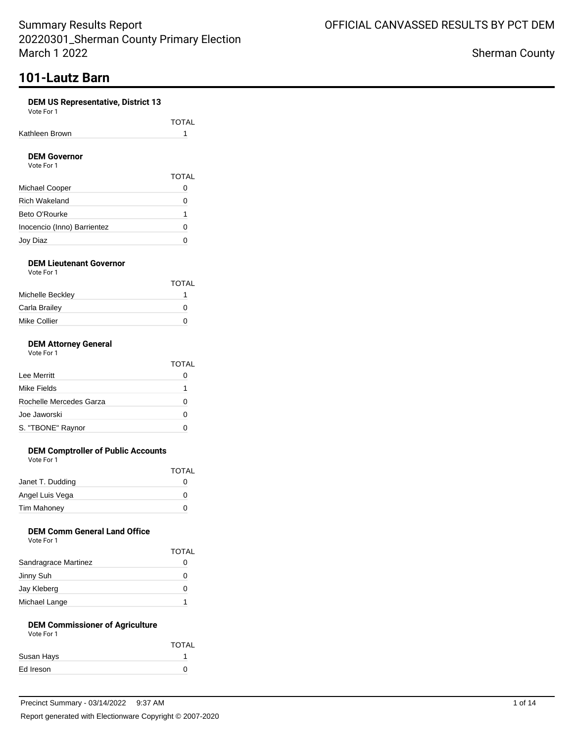# 101-Lautz Barn

### DEM US Representative, District 13
Vote For 1

| | TOTAL |
|---|---|
| Kathleen Brown | 1 |

### DEM Governor
Vote For 1

| | TOTAL |
|---|---|
| Michael Cooper | 0 |
| Rich Wakeland | 0 |
| Beto O'Rourke | 1 |
| Inocencio (Inno) Barrientez | 0 |
| Joy Diaz | 0 |

### DEM Lieutenant Governor
Vote For 1

| | TOTAL |
|---|---|
| Michelle Beckley | 1 |
| Carla Brailey | 0 |
| Mike Collier | 0 |

### DEM Attorney General
Vote For 1

| | TOTAL |
|---|---|
| Lee Merritt | 0 |
| Mike Fields | 1 |
| Rochelle Mercedes Garza | 0 |
| Joe Jaworski | 0 |
| S. "TBONE" Raynor | 0 |

### DEM Comptroller of Public Accounts
Vote For 1

| | TOTAL |
|---|---|
| Janet T. Dudding | 0 |
| Angel Luis Vega | 0 |
| Tim Mahoney | 0 |

### DEM Comm General Land Office
Vote For 1

| | TOTAL |
|---|---|
| Sandragrace Martinez | 0 |
| Jinny Suh | 0 |
| Jay Kleberg | 0 |
| Michael Lange | 1 |

### DEM Commissioner of Agriculture
Vote For 1

| | TOTAL |
|---|---|
| Susan Hays | 1 |
| Ed Ireson | 0 |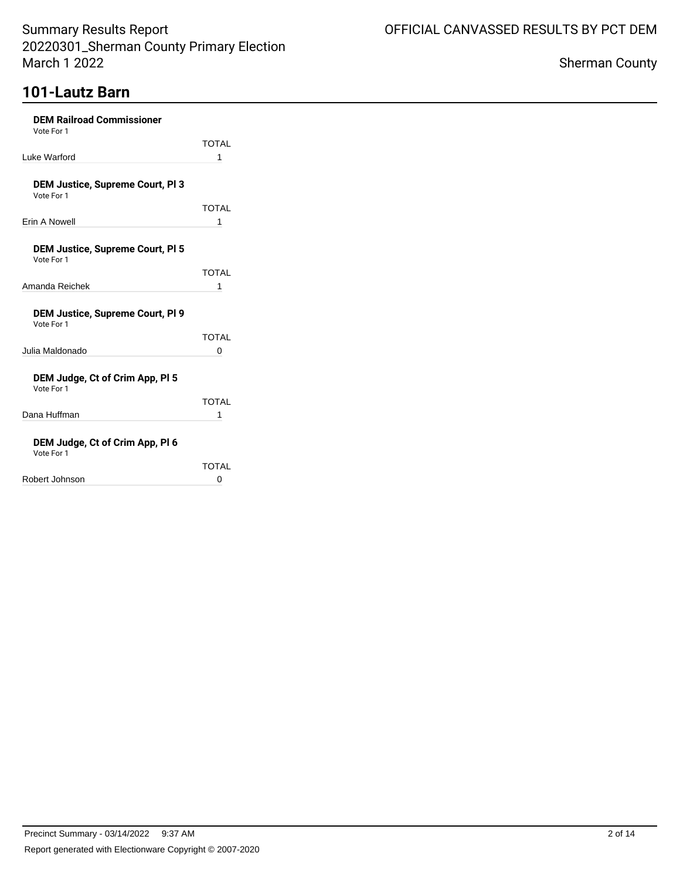## 101-Lautz Barn

**DEM Railroad Commissioner**
Vote For 1

| | TOTAL |
|---|---|
| Luke Warford | 1 |

**DEM Justice, Supreme Court, Pl 3**
Vote For 1

| | TOTAL |
|---|---|
| Erin A Nowell | 1 |

**DEM Justice, Supreme Court, Pl 5**
Vote For 1

| | TOTAL |
|---|---|
| Amanda Reichek | 1 |

**DEM Justice, Supreme Court, Pl 9**
Vote For 1

| | TOTAL |
|---|---|
| Julia Maldonado | 0 |

**DEM Judge, Ct of Crim App, Pl 5**
Vote For 1

| | TOTAL |
|---|---|
| Dana Huffman | 1 |

**DEM Judge, Ct of Crim App, Pl 6**
Vote For 1

| | TOTAL |
|---|---|
| Robert Johnson | 0 |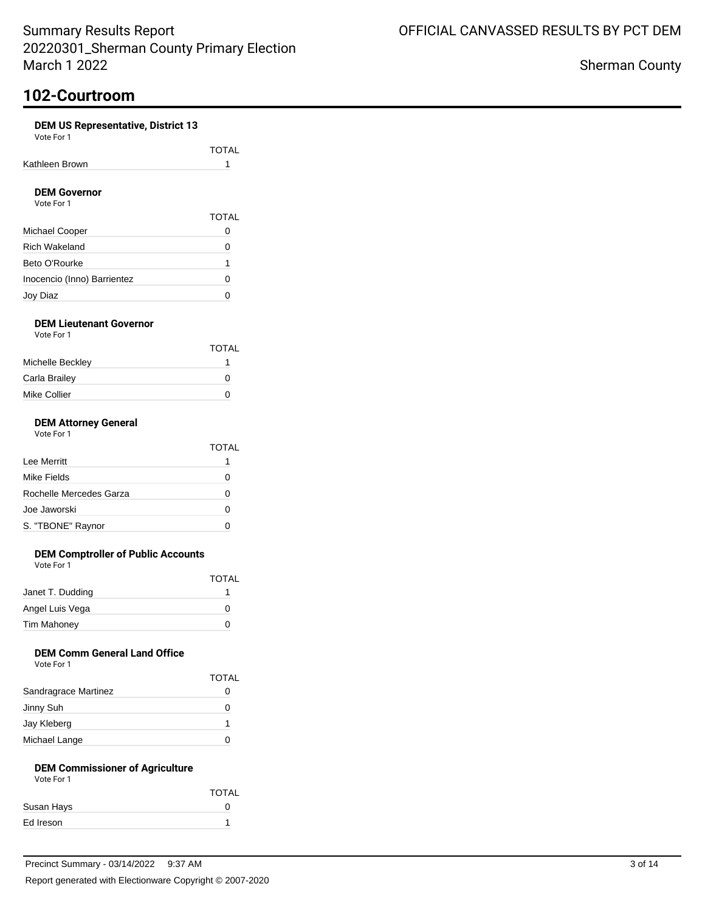# 102-Courtroom

### DEM US Representative, District 13

Vote For 1

| | TOTAL |
|---|---|
| Kathleen Brown | 1 |

### DEM Governor

Vote For 1

| | TOTAL |
|---|---|
| Michael Cooper | 0 |
| Rich Wakeland | 0 |
| Beto O'Rourke | 1 |
| Inocencio (Inno) Barrientez | 0 |
| Joy Diaz | 0 |

### DEM Lieutenant Governor

Vote For 1

| | TOTAL |
|---|---|
| Michelle Beckley | 1 |
| Carla Brailey | 0 |
| Mike Collier | 0 |

### DEM Attorney General

Vote For 1

| | TOTAL |
|---|---|
| Lee Merritt | 1 |
| Mike Fields | 0 |
| Rochelle Mercedes Garza | 0 |
| Joe Jaworski | 0 |
| S. "TBONE" Raynor | 0 |

### DEM Comptroller of Public Accounts

Vote For 1

| | TOTAL |
|---|---|
| Janet T. Dudding | 1 |
| Angel Luis Vega | 0 |
| Tim Mahoney | 0 |

### DEM Comm General Land Office

Vote For 1

| | TOTAL |
|---|---|
| Sandragrace Martinez | 0 |
| Jinny Suh | 0 |
| Jay Kleberg | 1 |
| Michael Lange | 0 |

### DEM Commissioner of Agriculture

Vote For 1

| | TOTAL |
|---|---|
| Susan Hays | 0 |
| Ed Ireson | 1 |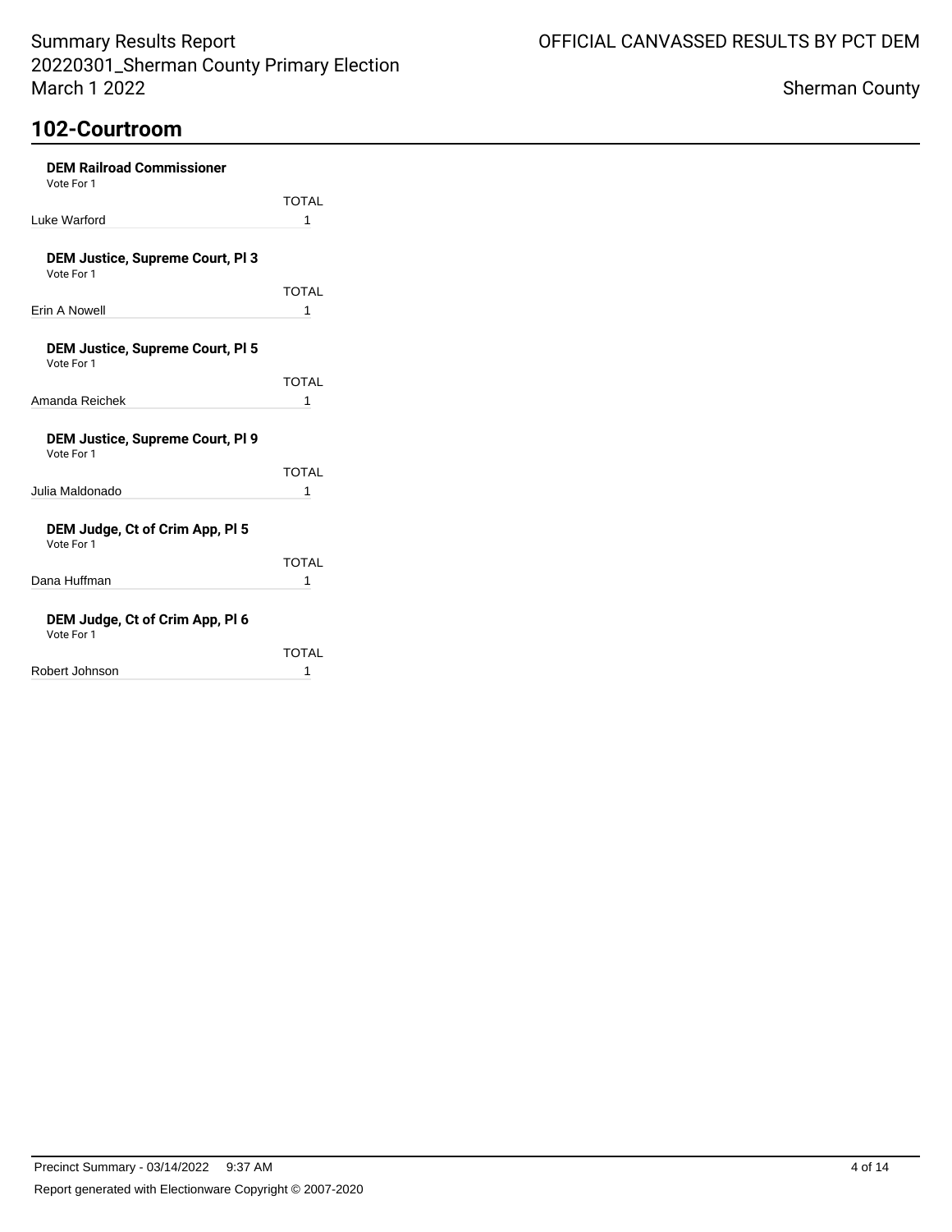## 102-Courtroom

**DEM Railroad Commissioner**
Vote For 1

| | TOTAL |
|---|---|
| Luke Warford | 1 |

**DEM Justice, Supreme Court, Pl 3**
Vote For 1

| | TOTAL |
|---|---|
| Erin A Nowell | 1 |

**DEM Justice, Supreme Court, Pl 5**
Vote For 1

| | TOTAL |
|---|---|
| Amanda Reichek | 1 |

**DEM Justice, Supreme Court, Pl 9**
Vote For 1

| | TOTAL |
|---|---|
| Julia Maldonado | 1 |

**DEM Judge, Ct of Crim App, Pl 5**
Vote For 1

| | TOTAL |
|---|---|
| Dana Huffman | 1 |

**DEM Judge, Ct of Crim App, Pl 6**
Vote For 1

| | TOTAL |
|---|---|
| Robert Johnson | 1 |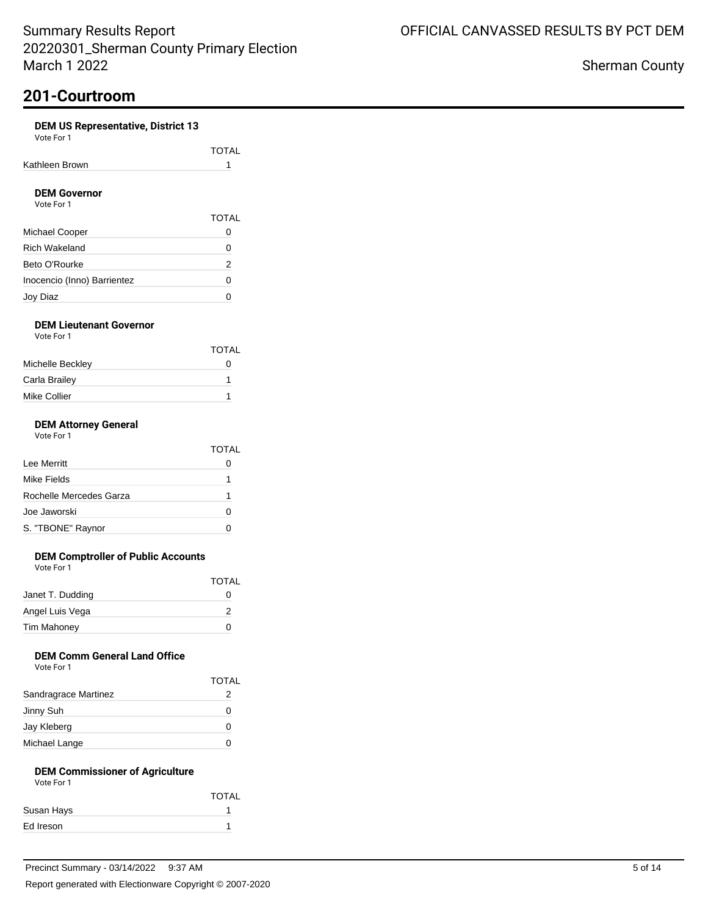## 201-Courtroom

**DEM US Representative, District 13**
Vote For 1

| | TOTAL |
|---|---|
| Kathleen Brown | 1 |

**DEM Governor**
Vote For 1

| | TOTAL |
|---|---|
| Michael Cooper | 0 |
| Rich Wakeland | 0 |
| Beto O'Rourke | 2 |
| Inocencio (Inno) Barrientez | 0 |
| Joy Diaz | 0 |

**DEM Lieutenant Governor**
Vote For 1

| | TOTAL |
|---|---|
| Michelle Beckley | 0 |
| Carla Brailey | 1 |
| Mike Collier | 1 |

**DEM Attorney General**
Vote For 1

| | TOTAL |
|---|---|
| Lee Merritt | 0 |
| Mike Fields | 1 |
| Rochelle Mercedes Garza | 1 |
| Joe Jaworski | 0 |
| S. "TBONE" Raynor | 0 |

**DEM Comptroller of Public Accounts**
Vote For 1

| | TOTAL |
|---|---|
| Janet T. Dudding | 0 |
| Angel Luis Vega | 2 |
| Tim Mahoney | 0 |

**DEM Comm General Land Office**
Vote For 1

| | TOTAL |
|---|---|
| Sandragrace Martinez | 2 |
| Jinny Suh | 0 |
| Jay Kleberg | 0 |
| Michael Lange | 0 |

**DEM Commissioner of Agriculture**
Vote For 1

| | TOTAL |
|---|---|
| Susan Hays | 1 |
| Ed Ireson | 1 |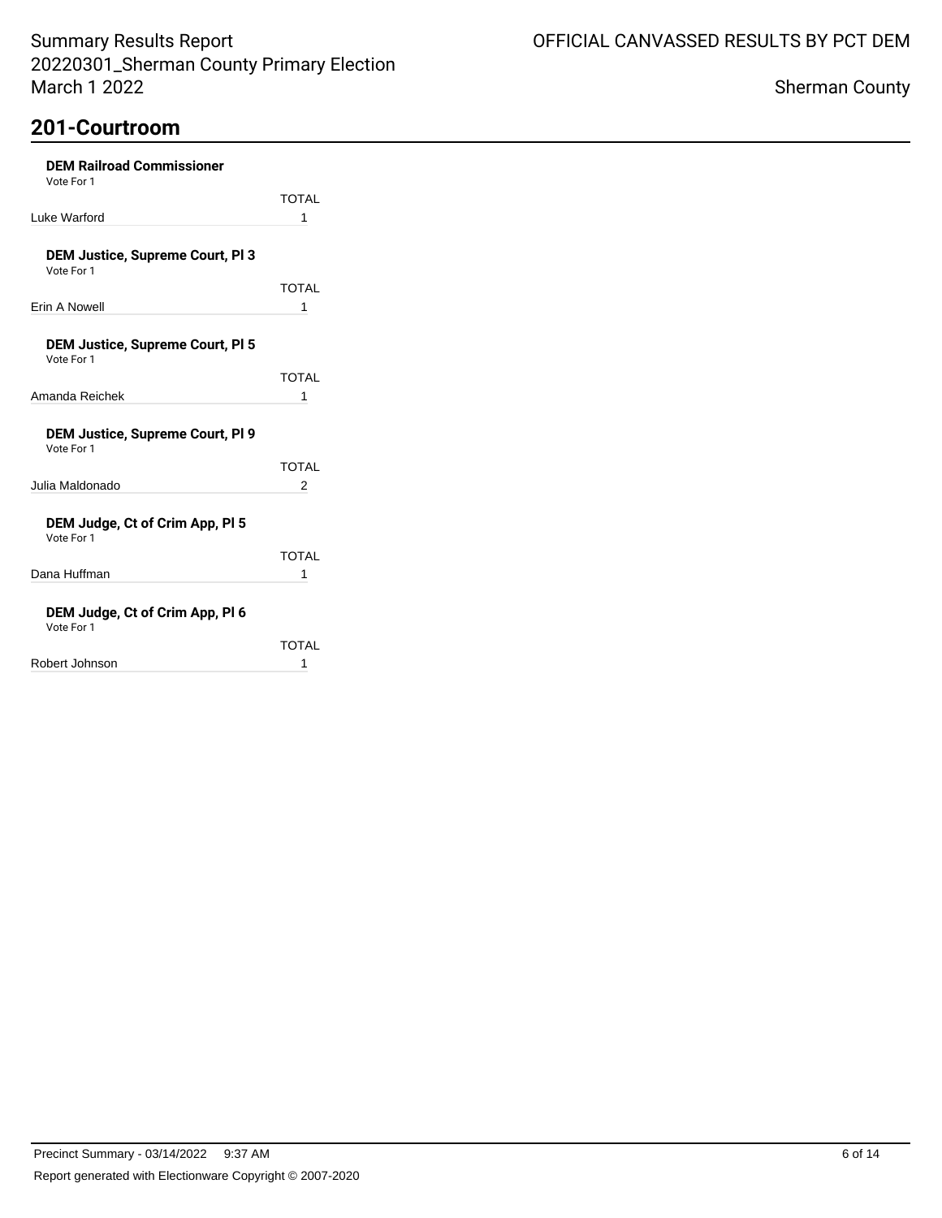## 201-Courtroom

**DEM Railroad Commissioner**
Vote For 1

| | TOTAL |
|---|---|
| Luke Warford | 1 |

**DEM Justice, Supreme Court, Pl 3**
Vote For 1

| | TOTAL |
|---|---|
| Erin A Nowell | 1 |

**DEM Justice, Supreme Court, Pl 5**
Vote For 1

| | TOTAL |
|---|---|
| Amanda Reichek | 1 |

**DEM Justice, Supreme Court, Pl 9**
Vote For 1

| | TOTAL |
|---|---|
| Julia Maldonado | 2 |

**DEM Judge, Ct of Crim App, Pl 5**
Vote For 1

| | TOTAL |
|---|---|
| Dana Huffman | 1 |

**DEM Judge, Ct of Crim App, Pl 6**
Vote For 1

| | TOTAL |
|---|---|
| Robert Johnson | 1 |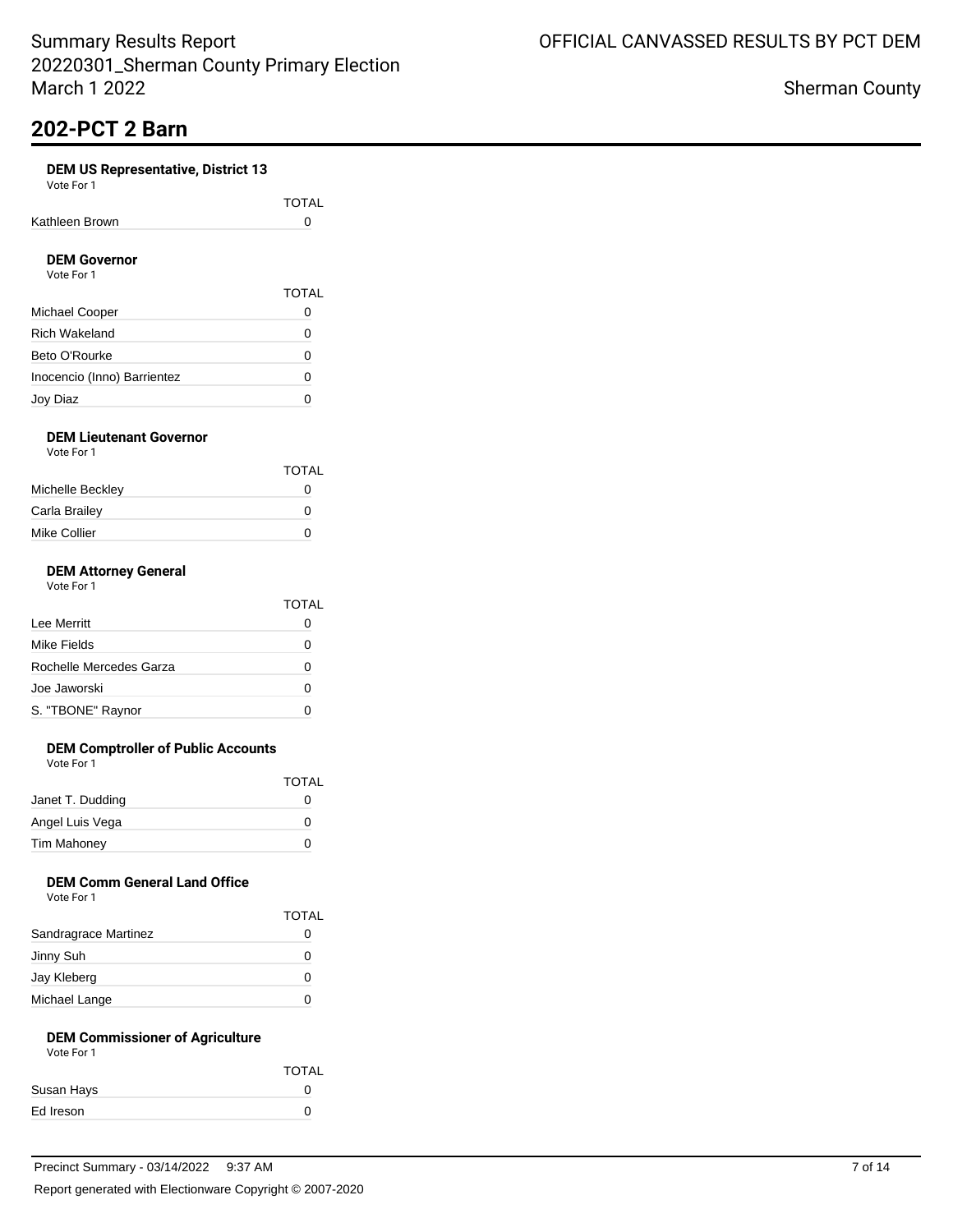# 202-PCT 2 Barn

### DEM US Representative, District 13

Vote For 1

| | TOTAL |
|---|---|
| Kathleen Brown | 0 |

### DEM Governor

Vote For 1

| | TOTAL |
|---|---|
| Michael Cooper | 0 |
| Rich Wakeland | 0 |
| Beto O'Rourke | 0 |
| Inocencio (Inno) Barrientez | 0 |
| Joy Diaz | 0 |

### DEM Lieutenant Governor

Vote For 1

| | TOTAL |
|---|---|
| Michelle Beckley | 0 |
| Carla Brailey | 0 |
| Mike Collier | 0 |

### DEM Attorney General

Vote For 1

| | TOTAL |
|---|---|
| Lee Merritt | 0 |
| Mike Fields | 0 |
| Rochelle Mercedes Garza | 0 |
| Joe Jaworski | 0 |
| S. "TBONE" Raynor | 0 |

### DEM Comptroller of Public Accounts

Vote For 1

| | TOTAL |
|---|---|
| Janet T. Dudding | 0 |
| Angel Luis Vega | 0 |
| Tim Mahoney | 0 |

### DEM Comm General Land Office

Vote For 1

| | TOTAL |
|---|---|
| Sandragrace Martinez | 0 |
| Jinny Suh | 0 |
| Jay Kleberg | 0 |
| Michael Lange | 0 |

### DEM Commissioner of Agriculture

Vote For 1

| | TOTAL |
|---|---|
| Susan Hays | 0 |
| Ed Ireson | 0 |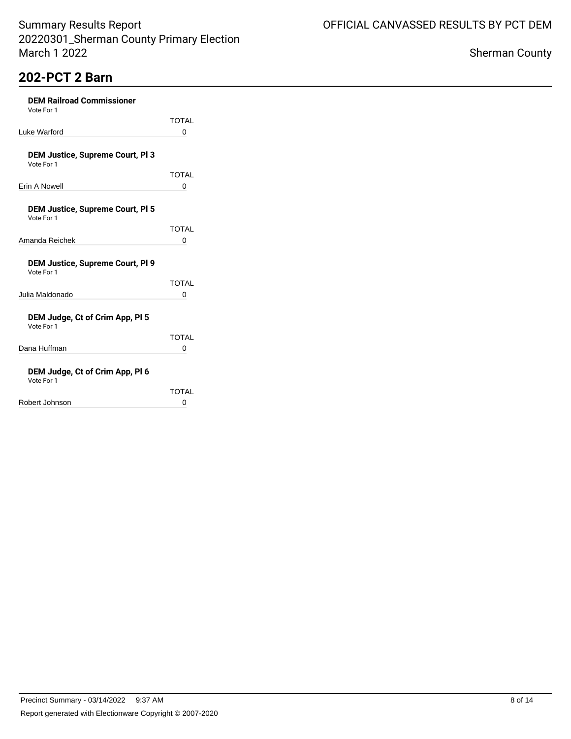# 202-PCT 2 Barn

### DEM Railroad Commissioner

Vote For 1

| | TOTAL |
|---|---|
| Luke Warford | 0 |

### DEM Justice, Supreme Court, Pl 3

Vote For 1

| | TOTAL |
|---|---|
| Erin A Nowell | 0 |

### DEM Justice, Supreme Court, Pl 5

Vote For 1

| | TOTAL |
|---|---|
| Amanda Reichek | 0 |

### DEM Justice, Supreme Court, Pl 9

Vote For 1

| | TOTAL |
|---|---|
| Julia Maldonado | 0 |

### DEM Judge, Ct of Crim App, Pl 5

Vote For 1

| | TOTAL |
|---|---|
| Dana Huffman | 0 |

### DEM Judge, Ct of Crim App, Pl 6

Vote For 1

| | TOTAL |
|---|---|
| Robert Johnson | 0 |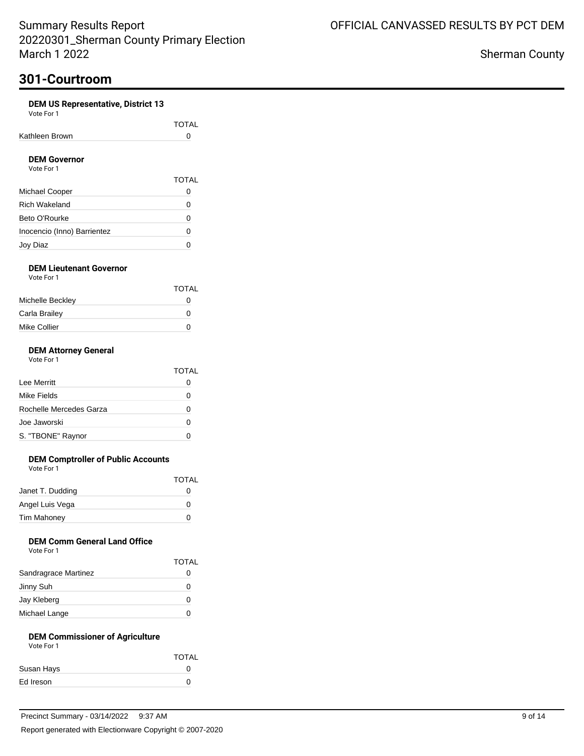## 301-Courtroom

### DEM US Representative, District 13

Vote For 1

| | TOTAL |
|---|---|
| Kathleen Brown | 0 |

### DEM Governor

Vote For 1

| | TOTAL |
|---|---|
| Michael Cooper | 0 |
| Rich Wakeland | 0 |
| Beto O'Rourke | 0 |
| Inocencio (Inno) Barrientez | 0 |
| Joy Diaz | 0 |

### DEM Lieutenant Governor

Vote For 1

| | TOTAL |
|---|---|
| Michelle Beckley | 0 |
| Carla Brailey | 0 |
| Mike Collier | 0 |

### DEM Attorney General

Vote For 1

| | TOTAL |
|---|---|
| Lee Merritt | 0 |
| Mike Fields | 0 |
| Rochelle Mercedes Garza | 0 |
| Joe Jaworski | 0 |
| S. "TBONE" Raynor | 0 |

### DEM Comptroller of Public Accounts

Vote For 1

| | TOTAL |
|---|---|
| Janet T. Dudding | 0 |
| Angel Luis Vega | 0 |
| Tim Mahoney | 0 |

### DEM Comm General Land Office

Vote For 1

| | TOTAL |
|---|---|
| Sandragrace Martinez | 0 |
| Jinny Suh | 0 |
| Jay Kleberg | 0 |
| Michael Lange | 0 |

### DEM Commissioner of Agriculture

Vote For 1

| | TOTAL |
|---|---|
| Susan Hays | 0 |
| Ed Ireson | 0 |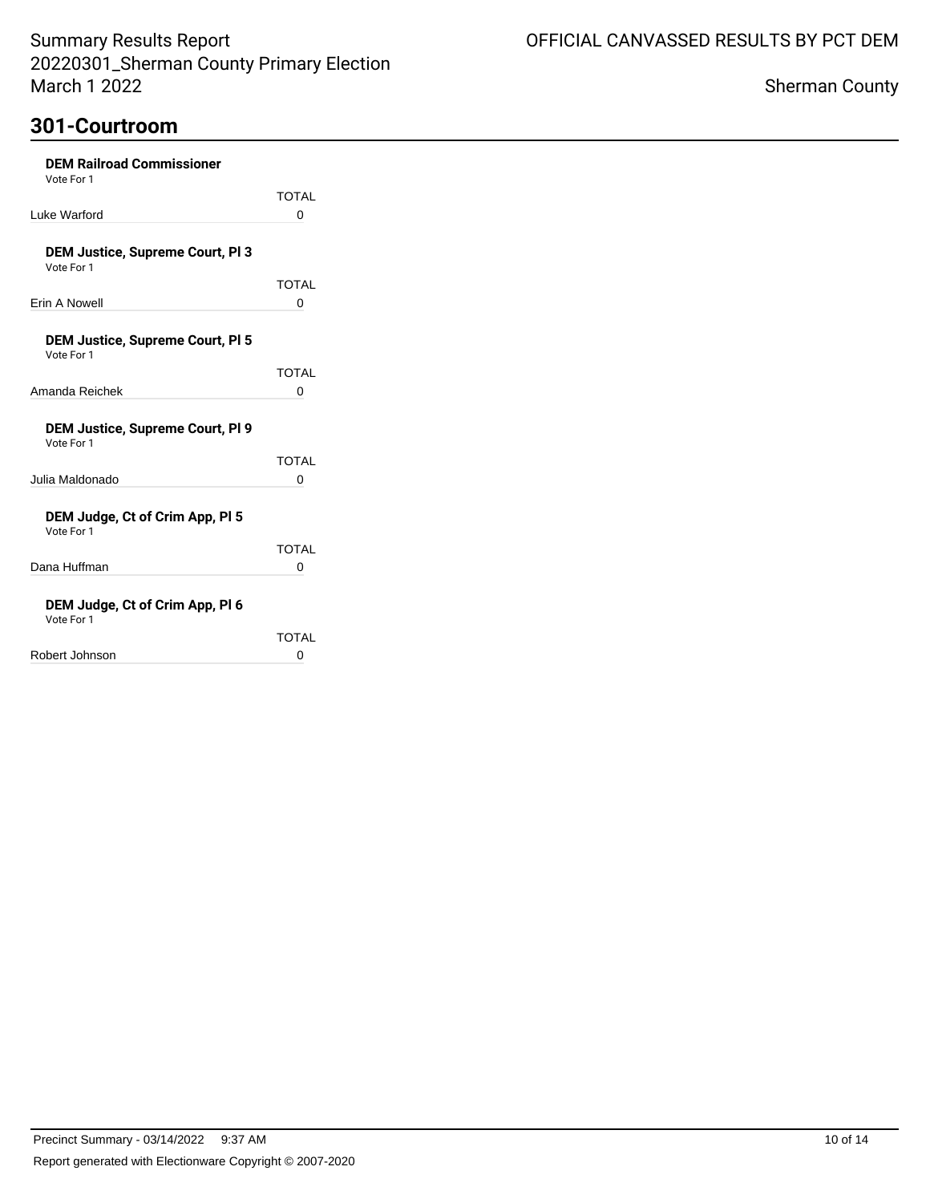## 301-Courtroom

### DEM Railroad Commissioner
Vote For 1

| | TOTAL |
|---|---|
| Luke Warford | 0 |

### DEM Justice, Supreme Court, Pl 3
Vote For 1

| | TOTAL |
|---|---|
| Erin A Nowell | 0 |

### DEM Justice, Supreme Court, Pl 5
Vote For 1

| | TOTAL |
|---|---|
| Amanda Reichek | 0 |

### DEM Justice, Supreme Court, Pl 9
Vote For 1

| | TOTAL |
|---|---|
| Julia Maldonado | 0 |

### DEM Judge, Ct of Crim App, Pl 5
Vote For 1

| | TOTAL |
|---|---|
| Dana Huffman | 0 |

### DEM Judge, Ct of Crim App, Pl 6
Vote For 1

| | TOTAL |
|---|---|
| Robert Johnson | 0 |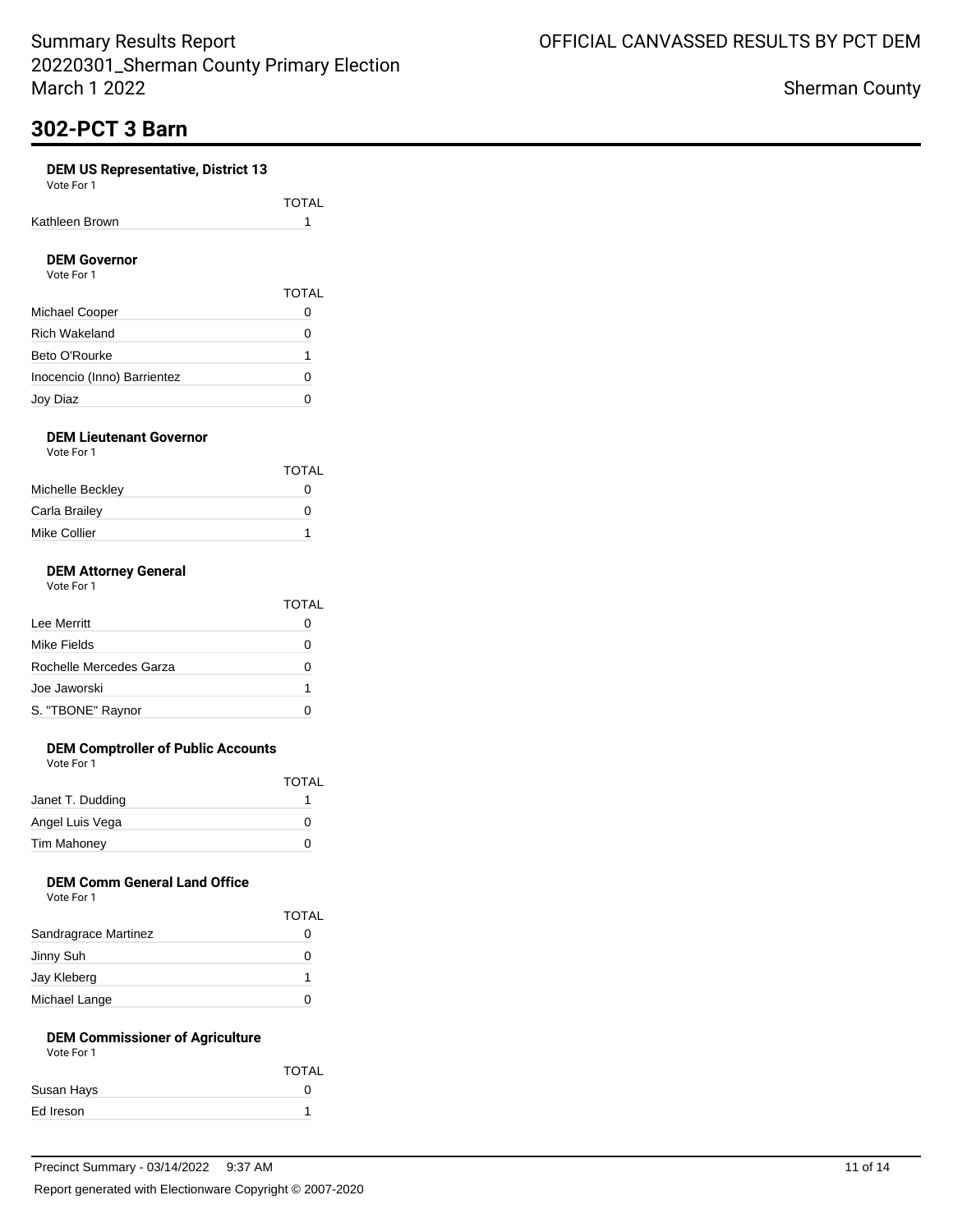# 302-PCT 3 Barn

### DEM US Representative, District 13

Vote For 1

| | TOTAL |
|---|---|
| Kathleen Brown | 1 |

### DEM Governor

Vote For 1

| | TOTAL |
|---|---|
| Michael Cooper | 0 |
| Rich Wakeland | 0 |
| Beto O'Rourke | 1 |
| Inocencio (Inno) Barrientez | 0 |
| Joy Diaz | 0 |

### DEM Lieutenant Governor

Vote For 1

| | TOTAL |
|---|---|
| Michelle Beckley | 0 |
| Carla Brailey | 0 |
| Mike Collier | 1 |

### DEM Attorney General

Vote For 1

| | TOTAL |
|---|---|
| Lee Merritt | 0 |
| Mike Fields | 0 |
| Rochelle Mercedes Garza | 0 |
| Joe Jaworski | 1 |
| S. "TBONE" Raynor | 0 |

### DEM Comptroller of Public Accounts

Vote For 1

| | TOTAL |
|---|---|
| Janet T. Dudding | 1 |
| Angel Luis Vega | 0 |
| Tim Mahoney | 0 |

### DEM Comm General Land Office

Vote For 1

| | TOTAL |
|---|---|
| Sandragrace Martinez | 0 |
| Jinny Suh | 0 |
| Jay Kleberg | 1 |
| Michael Lange | 0 |

### DEM Commissioner of Agriculture

Vote For 1

| | TOTAL |
|---|---|
| Susan Hays | 0 |
| Ed Ireson | 1 |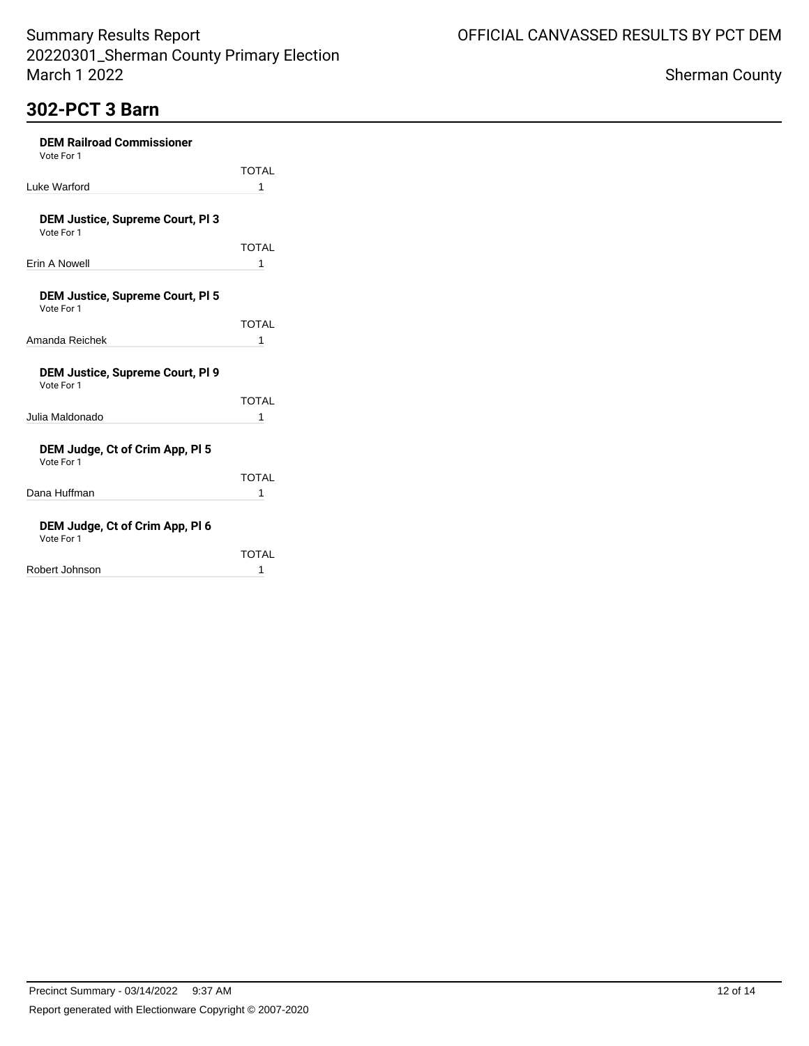## 302-PCT 3 Barn

**DEM Railroad Commissioner**
Vote For 1

| | TOTAL |
|---|---|
| Luke Warford | 1 |

**DEM Justice, Supreme Court, Pl 3**
Vote For 1

| | TOTAL |
|---|---|
| Erin A Nowell | 1 |

**DEM Justice, Supreme Court, Pl 5**
Vote For 1

| | TOTAL |
|---|---|
| Amanda Reichek | 1 |

**DEM Justice, Supreme Court, Pl 9**
Vote For 1

| | TOTAL |
|---|---|
| Julia Maldonado | 1 |

**DEM Judge, Ct of Crim App, Pl 5**
Vote For 1

| | TOTAL |
|---|---|
| Dana Huffman | 1 |

**DEM Judge, Ct of Crim App, Pl 6**
Vote For 1

| | TOTAL |
|---|---|
| Robert Johnson | 1 |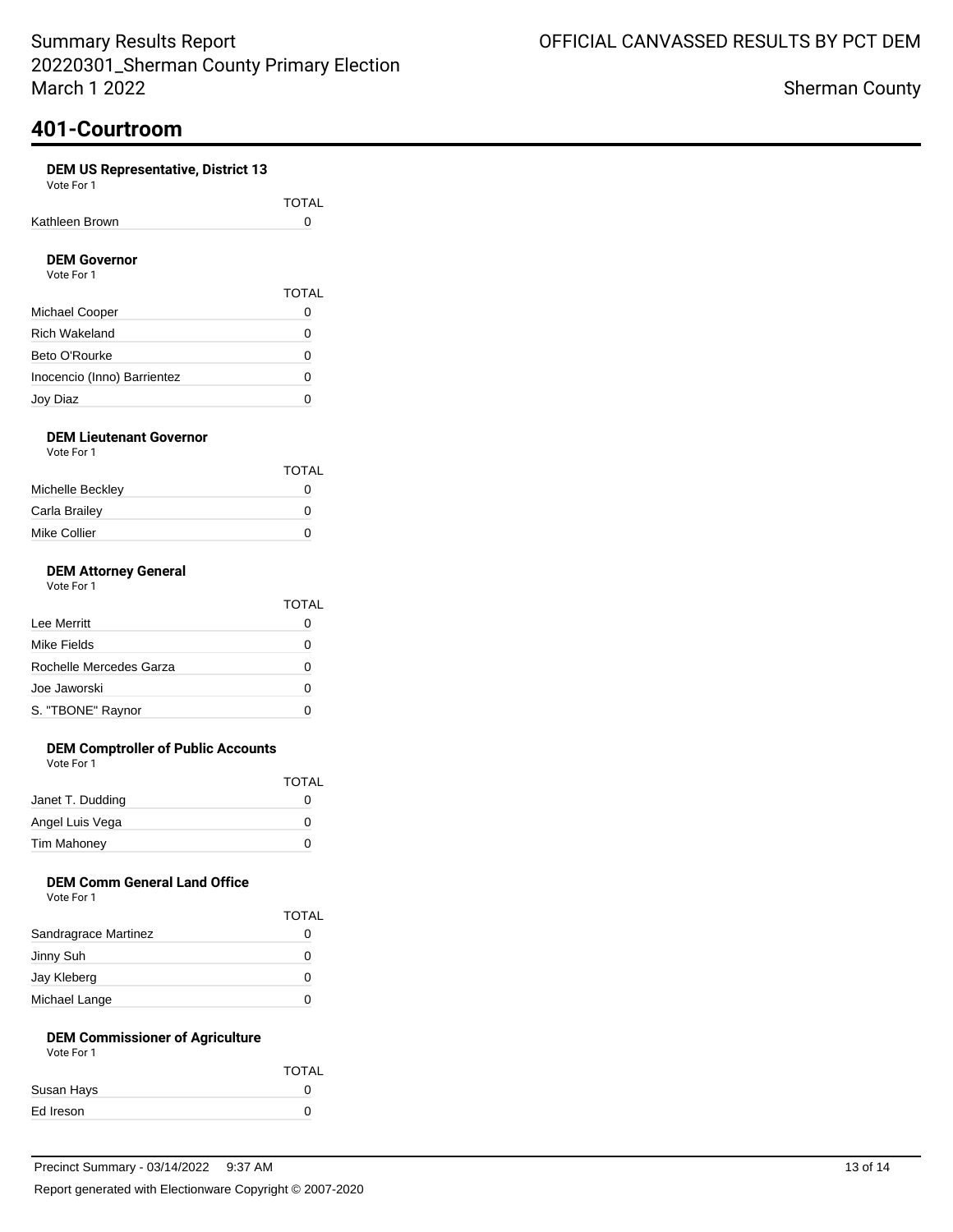## 401-Courtroom

### DEM US Representative, District 13

Vote For 1

| | TOTAL |
|---|---|
| Kathleen Brown | 0 |

### DEM Governor

Vote For 1

| | TOTAL |
|---|---|
| Michael Cooper | 0 |
| Rich Wakeland | 0 |
| Beto O'Rourke | 0 |
| Inocencio (Inno) Barrientez | 0 |
| Joy Diaz | 0 |

### DEM Lieutenant Governor

Vote For 1

| | TOTAL |
|---|---|
| Michelle Beckley | 0 |
| Carla Brailey | 0 |
| Mike Collier | 0 |

### DEM Attorney General

Vote For 1

| | TOTAL |
|---|---|
| Lee Merritt | 0 |
| Mike Fields | 0 |
| Rochelle Mercedes Garza | 0 |
| Joe Jaworski | 0 |
| S. "TBONE" Raynor | 0 |

### DEM Comptroller of Public Accounts

Vote For 1

| | TOTAL |
|---|---|
| Janet T. Dudding | 0 |
| Angel Luis Vega | 0 |
| Tim Mahoney | 0 |

### DEM Comm General Land Office

Vote For 1

| | TOTAL |
|---|---|
| Sandragrace Martinez | 0 |
| Jinny Suh | 0 |
| Jay Kleberg | 0 |
| Michael Lange | 0 |

### DEM Commissioner of Agriculture

Vote For 1

| | TOTAL |
|---|---|
| Susan Hays | 0 |
| Ed Ireson | 0 |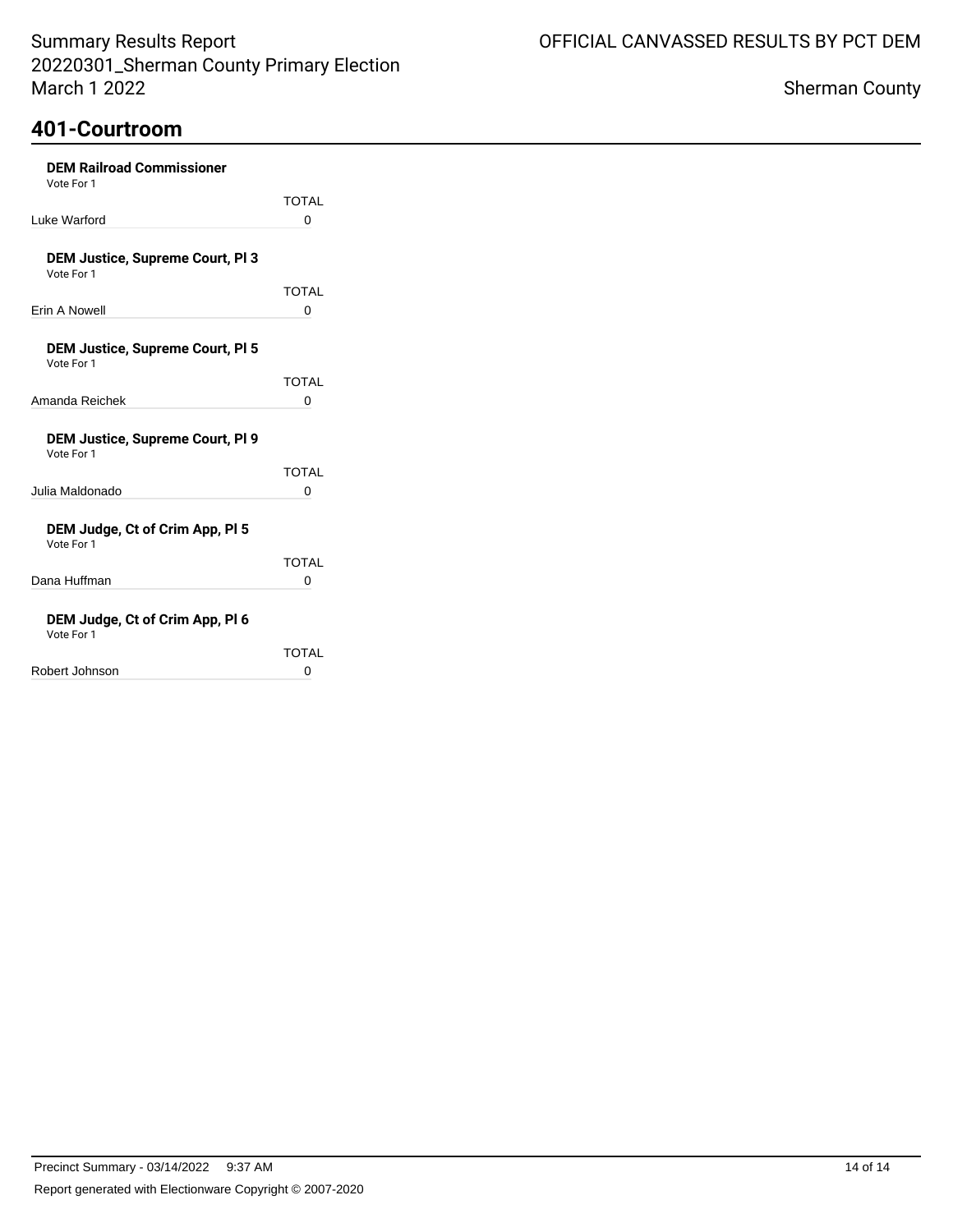## 401-Courtroom

**DEM Railroad Commissioner**
Vote For 1

| | TOTAL |
|---|---|
| Luke Warford | 0 |

**DEM Justice, Supreme Court, Pl 3**
Vote For 1

| | TOTAL |
|---|---|
| Erin A Nowell | 0 |

**DEM Justice, Supreme Court, Pl 5**
Vote For 1

| | TOTAL |
|---|---|
| Amanda Reichek | 0 |

**DEM Justice, Supreme Court, Pl 9**
Vote For 1

| | TOTAL |
|---|---|
| Julia Maldonado | 0 |

**DEM Judge, Ct of Crim App, Pl 5**
Vote For 1

| | TOTAL |
|---|---|
| Dana Huffman | 0 |

**DEM Judge, Ct of Crim App, Pl 6**
Vote For 1

| | TOTAL |
|---|---|
| Robert Johnson | 0 |